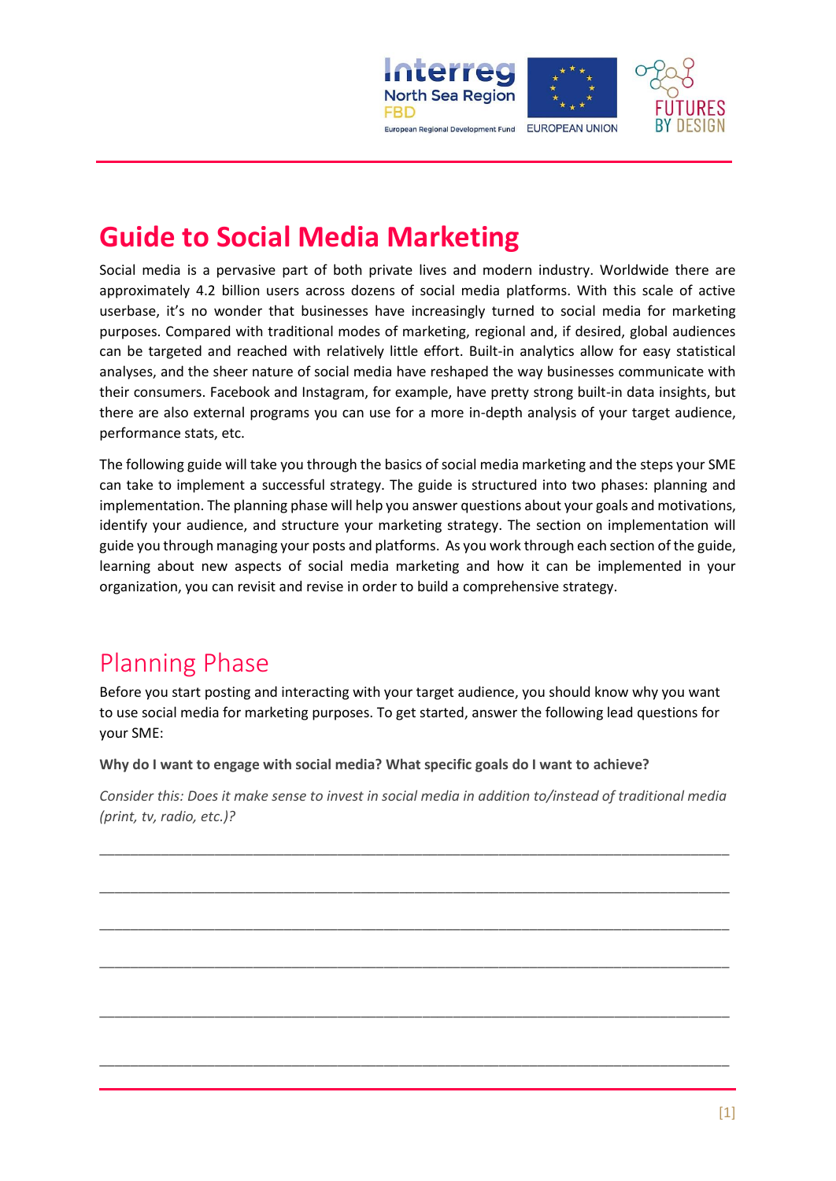# Guide to Social Media Marketing

Social media is a pervasive part of both private lives and modern industry. Worldwide there are approximately 4.2 billion users across dozens of social media platforms. With this scale of active userbase, it's no wonder that businesses have increasingly turned to social media for marketing purposes. Compared with traditional modes of marketing, regional and, if desired, global audiences can be targeted and reached with relatively little effort. Built-in analytics allow for easy statistical analyses, and the sheer nature of social media have reshaped the way businesses communicate with their consumers. Facebook and Instagram, for example, have pretty strong built-in data insights, but there are also external programs you can use for a more in-depth analysis of your target audience, performance stats, etc.

The following guide will take you through the basics of social media marketing and the steps your SME can take to implement a successful strategy. The guide is structured into two phases: planning and implementation. The planning phase will help you answer questions about your goals and motivations, identify your audience, and structure your marketing strategy. The section on implementation will guide you through managing your posts and platforms. As you work through each section of the guide, learning about new aspects of social media marketing and how it can be implemented in your organization, you can revisit and revise in order to build a comprehensive strategy.

## Planning Phase

Before you start posting and interacting with your target audience, you should know why you want to use social media for marketing purposes. To get started, answer the following lead questions for your SME:

**Why do I want to engage with social media? What specific goals do I want to achieve?**

*Consider this: Does it make sense to invest in social media in addition to/instead of traditional media (print, tv, radio, etc.)?*

_______________________________________________________________________________

_______________________________________________________________________________

_______________________________________________________________________________

_______________________________________________________________________________

_______________________________________________________________________________

_______________________________________________________________________________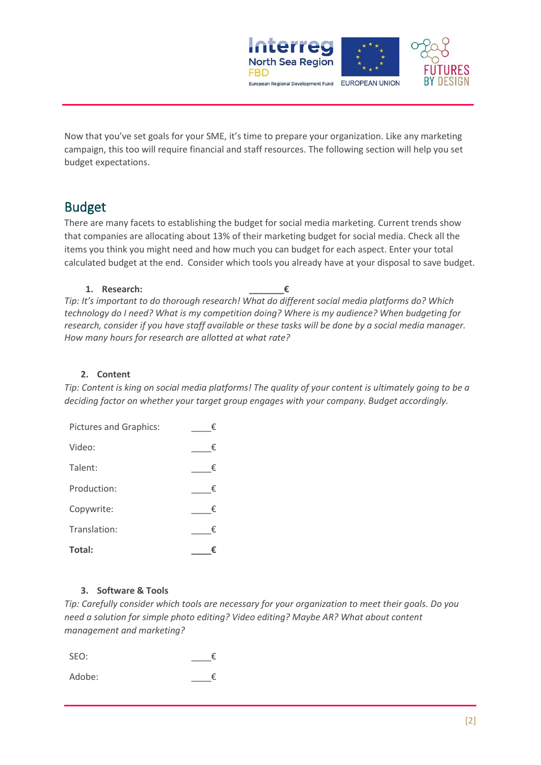Now that you've set goals for your SME, it's time to prepare your organization. Like any marketing campaign, this too will require financial and staff resources. The following section will help you set budget expectations.

## Budget

There are many facets to establishing the budget for social media marketing. Current trends show that companies are allocating about 13% of their marketing budget for social media. Check all the items you think you might need and how much you can budget for each aspect. Enter your total calculated budget at the end. Consider which tools you already have at your disposal to save budget.

1. **Research:** **_______€**

*Tip: It's important to do thorough research! What do different social media platforms do? Which technology do I need? What is my competition doing? Where is my audience? When budgeting for research, consider if you have staff available or these tasks will be done by a social media manager. How many hours for research are allotted at what rate?*

2. **Content**

*Tip: Content is king on social media platforms! The quality of your content is ultimately going to be a deciding factor on whether your target group engages with your company. Budget accordingly.*

| | |
|---|---|
| Pictures and Graphics: | ____€ |
| Video: | ____€ |
| Talent: | ____€ |
| Production: | ____€ |
| Copywrite: | ____€ |
| Translation: | ____€ |
| **Total:** | **____€** |

3. **Software & Tools**

*Tip: Carefully consider which tools are necessary for your organization to meet their goals. Do you need a solution for simple photo editing? Video editing? Maybe AR? What about content management and marketing?*

| | |
|---|---|
| SEO: | ____€ |
| Adobe: | ____€ |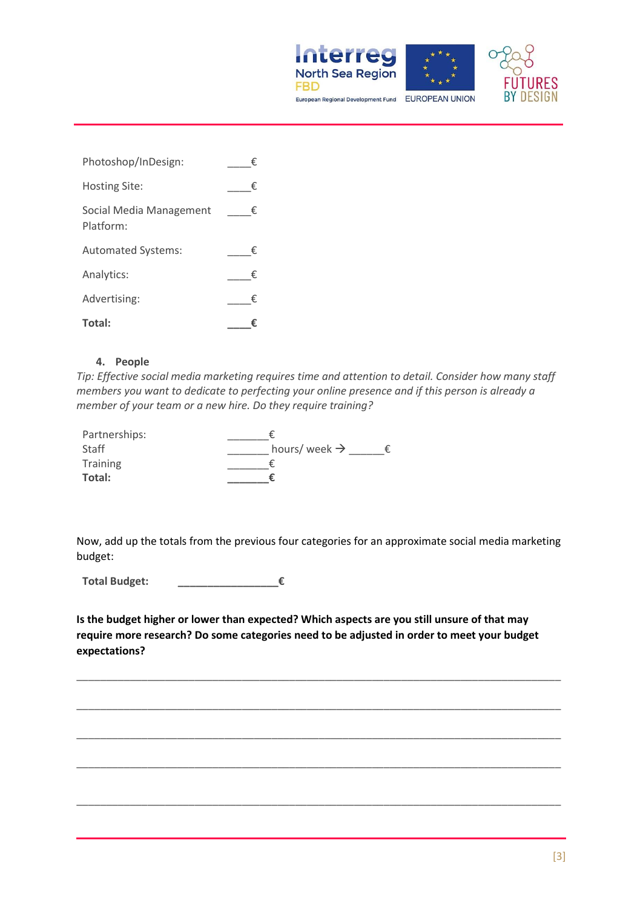| | |
|---|---|
| Photoshop/InDesign: | ____€ |
| Hosting Site: | ____€ |
| Social Media Management Platform: | ____€ |
| Automated Systems: | ____€ |
| Analytics: | ____€ |
| Advertising: | ____€ |
| **Total:** | **____€** |

4. **People**

*Tip: Effective social media marketing requires time and attention to detail. Consider how many staff members you want to dedicate to perfecting your online presence and if this person is already a member of your team or a new hire. Do they require training?*

| | |
|---|---|
| Partnerships: | _______€ |
| Staff | _______ hours/ week → ______€ |
| Training | _______€ |
| **Total:** | **_______€** |

Now, add up the totals from the previous four categories for an approximate social media marketing budget:

**Total Budget:** **_________________€**

**Is the budget higher or lower than expected? Which aspects are you still unsure of that may require more research? Do some categories need to be adjusted in order to meet your budget expectations?**

_____________________________________________________________________________

_____________________________________________________________________________

_____________________________________________________________________________

_____________________________________________________________________________

_____________________________________________________________________________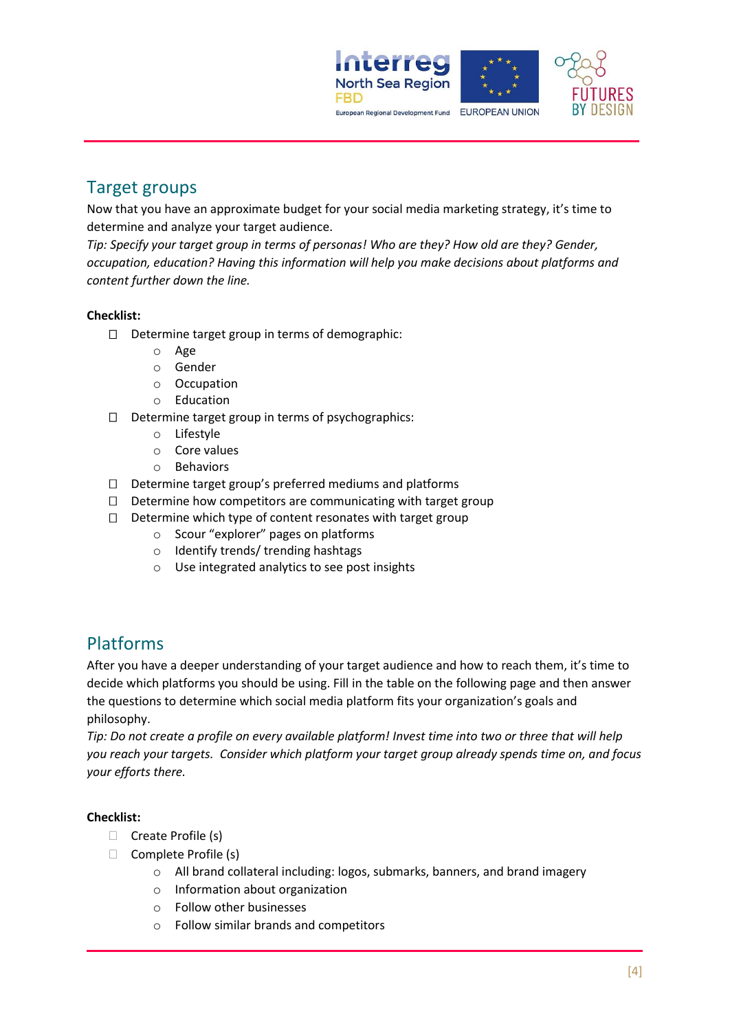## Target groups

Now that you have an approximate budget for your social media marketing strategy, it's time to determine and analyze your target audience.

*Tip: Specify your target group in terms of personas! Who are they? How old are they? Gender, occupation, education? Having this information will help you make decisions about platforms and content further down the line.*

**Checklist:**

- ☐ Determine target group in terms of demographic:
  - Age
  - Gender
  - Occupation
  - Education
- ☐ Determine target group in terms of psychographics:
  - Lifestyle
  - Core values
  - Behaviors
- ☐ Determine target group's preferred mediums and platforms
- ☐ Determine how competitors are communicating with target group
- ☐ Determine which type of content resonates with target group
  - Scour "explorer" pages on platforms
  - Identify trends/ trending hashtags
  - Use integrated analytics to see post insights

## Platforms

After you have a deeper understanding of your target audience and how to reach them, it's time to decide which platforms you should be using. Fill in the table on the following page and then answer the questions to determine which social media platform fits your organization's goals and philosophy.

*Tip: Do not create a profile on every available platform! Invest time into two or three that will help you reach your targets. Consider which platform your target group already spends time on, and focus your efforts there.*

**Checklist:**

- ☐ Create Profile (s)
- ☐ Complete Profile (s)
  - All brand collateral including: logos, submarks, banners, and brand imagery
  - Information about organization
  - Follow other businesses
  - Follow similar brands and competitors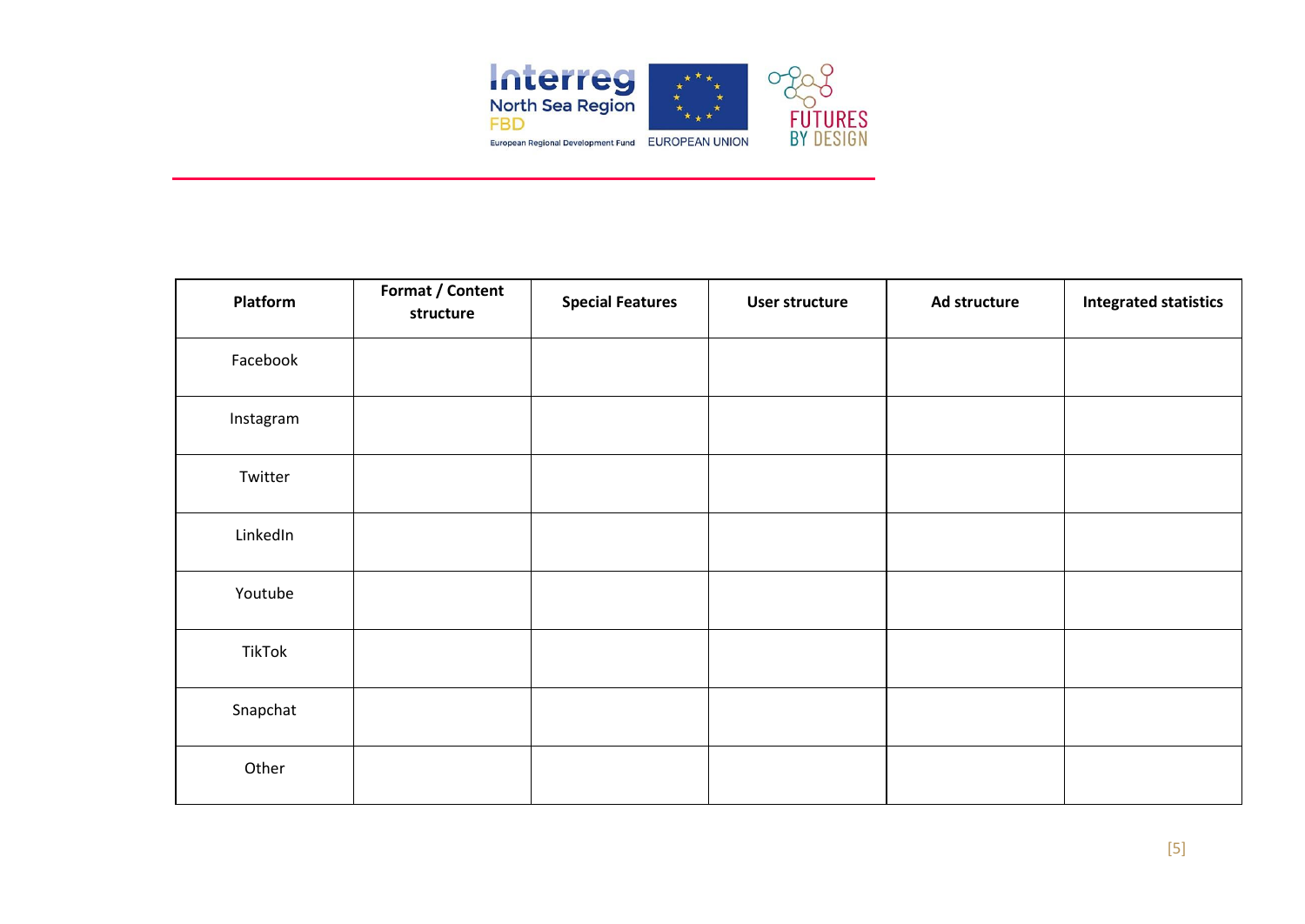| Platform | Format / Content structure | Special Features | User structure | Ad structure | Integrated statistics |
|---|---|---|---|---|---|
| Facebook | | | | | |
| Instagram | | | | | |
| Twitter | | | | | |
| LinkedIn | | | | | |
| Youtube | | | | | |
| TikTok | | | | | |
| Snapchat | | | | | |
| Other | | | | | |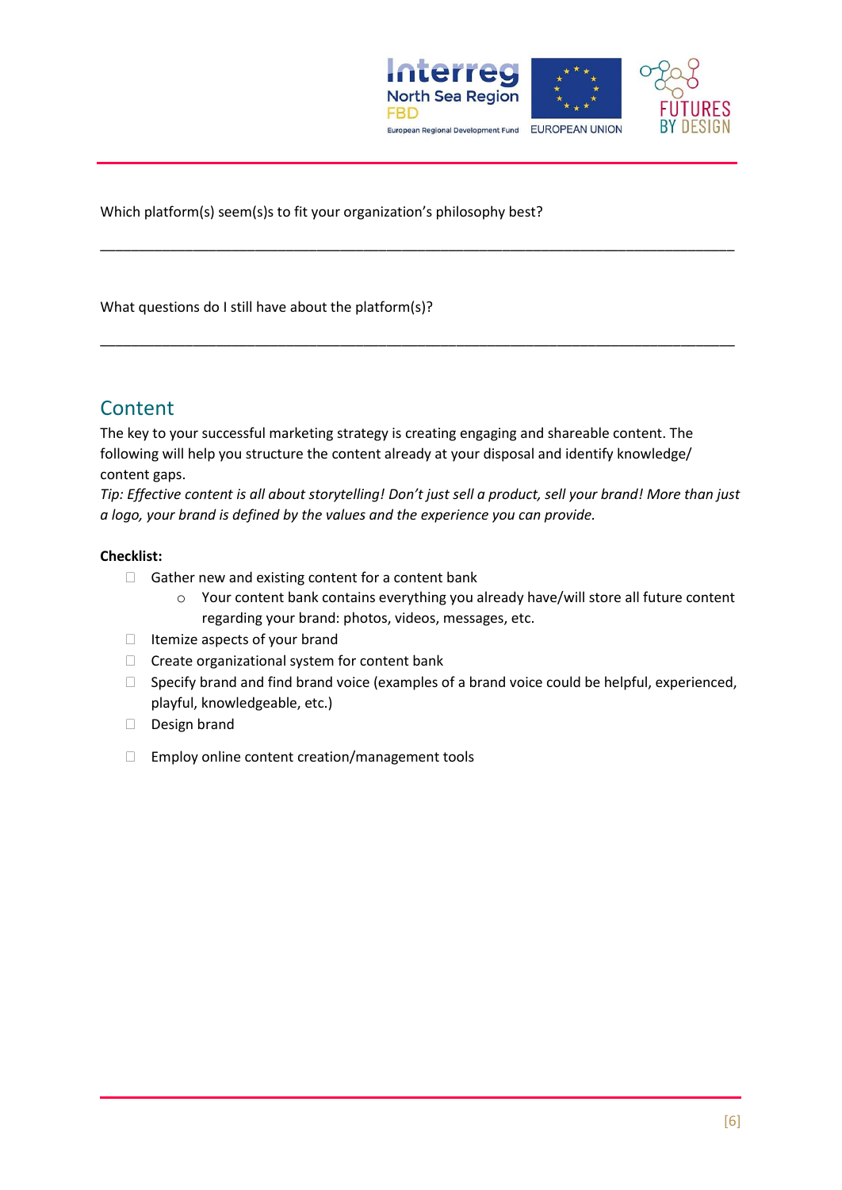Which platform(s) seem(s)s to fit your organization's philosophy best?

\_\_\_\_\_\_\_\_\_\_\_\_\_\_\_\_\_\_\_\_\_\_\_\_\_\_\_\_\_\_\_\_\_\_\_\_\_\_\_\_\_\_\_\_\_\_\_\_\_\_\_\_\_\_\_\_\_\_\_\_\_\_\_\_\_\_\_\_\_\_\_\_\_\_\_\_\_\_

What questions do I still have about the platform(s)?

\_\_\_\_\_\_\_\_\_\_\_\_\_\_\_\_\_\_\_\_\_\_\_\_\_\_\_\_\_\_\_\_\_\_\_\_\_\_\_\_\_\_\_\_\_\_\_\_\_\_\_\_\_\_\_\_\_\_\_\_\_\_\_\_\_\_\_\_\_\_\_\_\_\_\_\_\_\_

## Content

The key to your successful marketing strategy is creating engaging and shareable content. The following will help you structure the content already at your disposal and identify knowledge/ content gaps.

*Tip: Effective content is all about storytelling! Don't just sell a product, sell your brand! More than just a logo, your brand is defined by the values and the experience you can provide.*

**Checklist:**

- [ ] Gather new and existing content for a content bank
    - Your content bank contains everything you already have/will store all future content regarding your brand: photos, videos, messages, etc.
- [ ] Itemize aspects of your brand
- [ ] Create organizational system for content bank
- [ ] Specify brand and find brand voice (examples of a brand voice could be helpful, experienced, playful, knowledgeable, etc.)
- [ ] Design brand
- [ ] Employ online content creation/management tools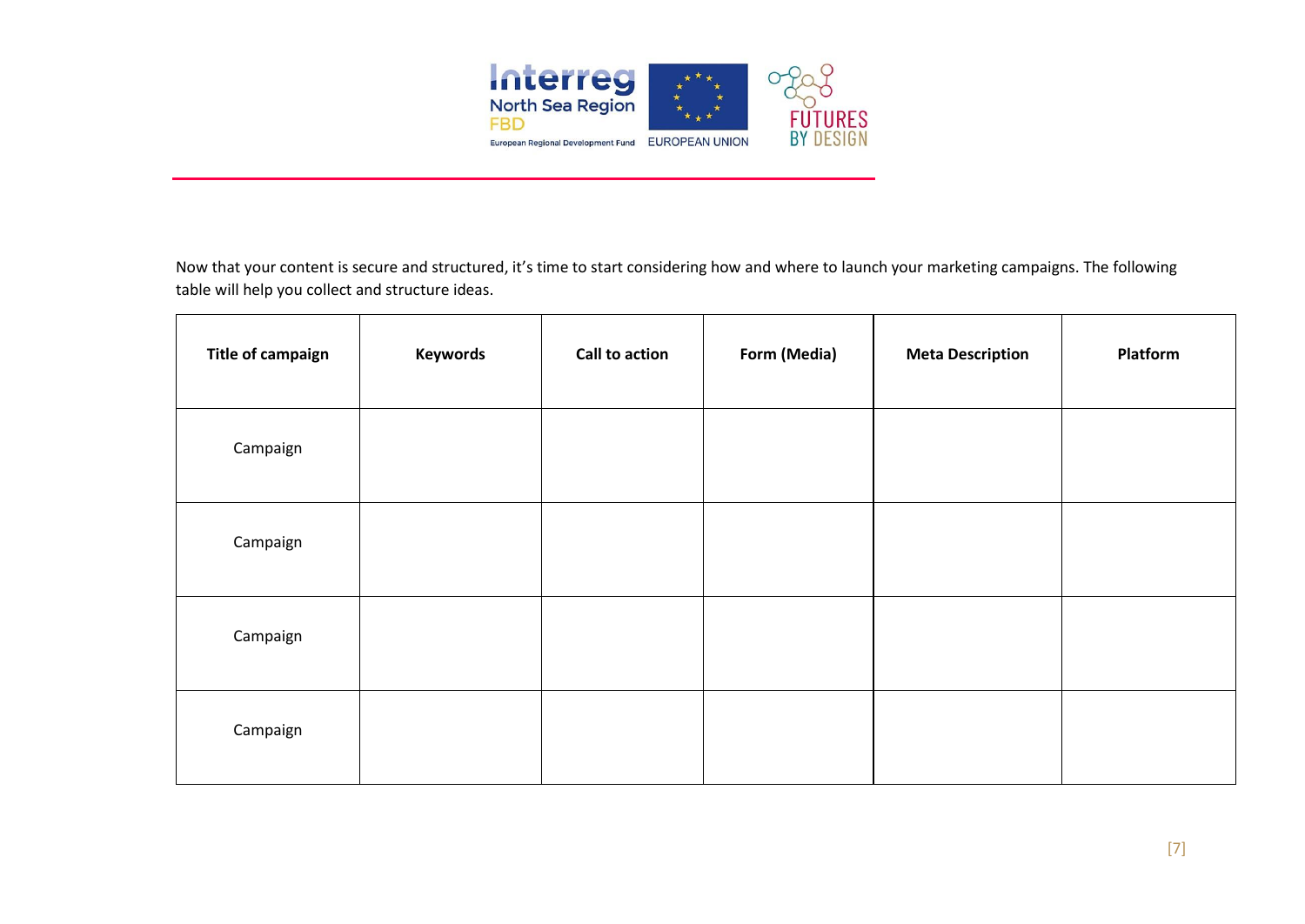Now that your content is secure and structured, it's time to start considering how and where to launch your marketing campaigns. The following table will help you collect and structure ideas.

| Title of campaign | Keywords | Call to action | Form (Media) | Meta Description | Platform |
|---|---|---|---|---|---|
| Campaign | | | | | |
| Campaign | | | | | |
| Campaign | | | | | |
| Campaign | | | | | |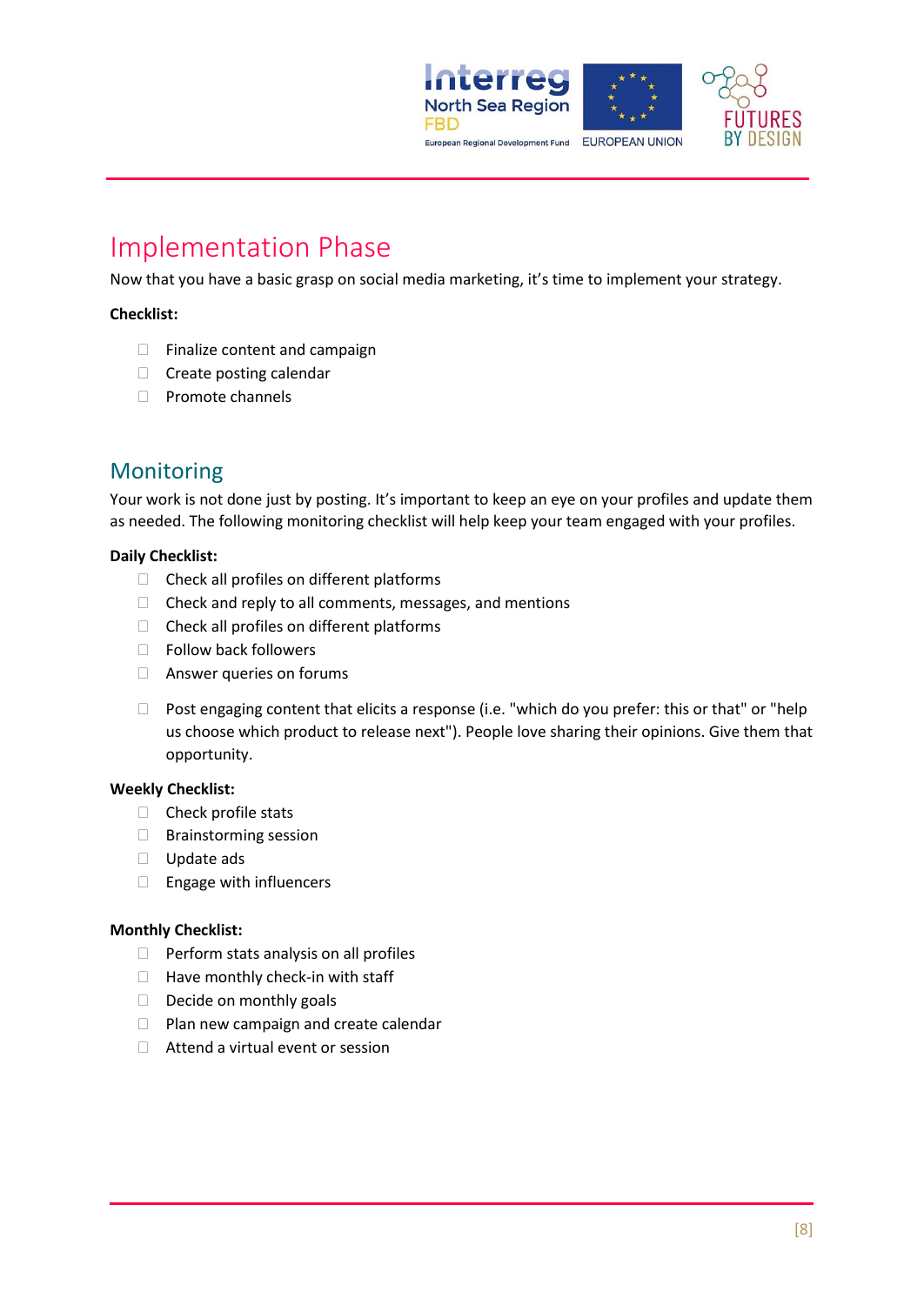# Implementation Phase

Now that you have a basic grasp on social media marketing, it's time to implement your strategy.

**Checklist:**

- ☐ Finalize content and campaign
- ☐ Create posting calendar
- ☐ Promote channels

## Monitoring

Your work is not done just by posting. It's important to keep an eye on your profiles and update them as needed. The following monitoring checklist will help keep your team engaged with your profiles.

**Daily Checklist:**

- ☐ Check all profiles on different platforms
- ☐ Check and reply to all comments, messages, and mentions
- ☐ Check all profiles on different platforms
- ☐ Follow back followers
- ☐ Answer queries on forums

- ☐ Post engaging content that elicits a response (i.e. "which do you prefer: this or that" or "help us choose which product to release next"). People love sharing their opinions. Give them that opportunity.

**Weekly Checklist:**

- ☐ Check profile stats
- ☐ Brainstorming session
- ☐ Update ads
- ☐ Engage with influencers

**Monthly Checklist:**

- ☐ Perform stats analysis on all profiles
- ☐ Have monthly check-in with staff
- ☐ Decide on monthly goals
- ☐ Plan new campaign and create calendar
- ☐ Attend a virtual event or session